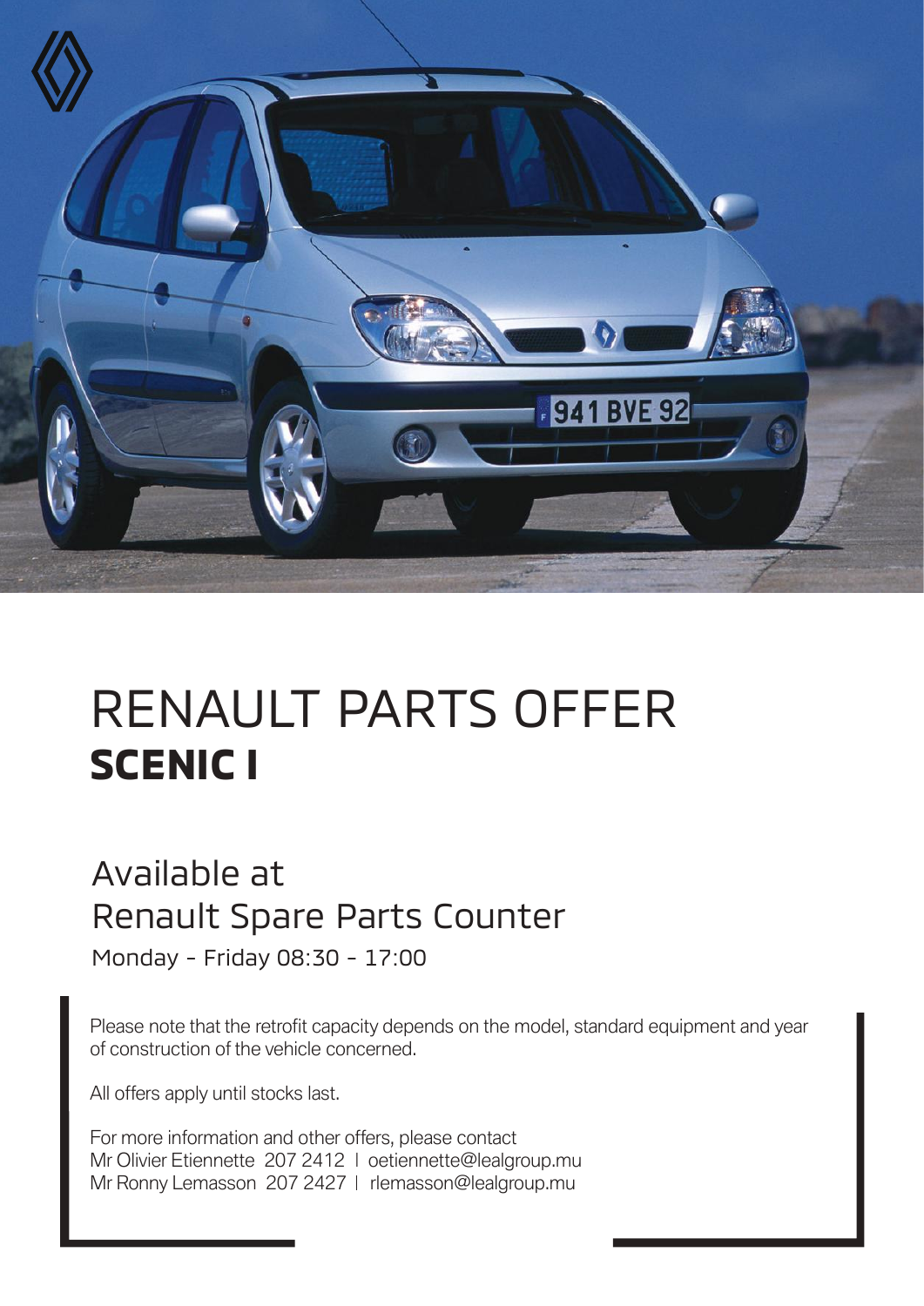# RENAULT PARTS OFFER
## **SCENIC I**

Available at
Renault Spare Parts Counter

Monday - Friday 08:30 - 17:00

Please note that the retrofit capacity depends on the model, standard equipment and year of construction of the vehicle concerned.

All offers apply until stocks last.

For more information and other offers, please contact
Mr Olivier Etiennette 207 2412 | oetiennette@lealgroup.mu
Mr Ronny Lemasson 207 2427 | rlemasson@lealgroup.mu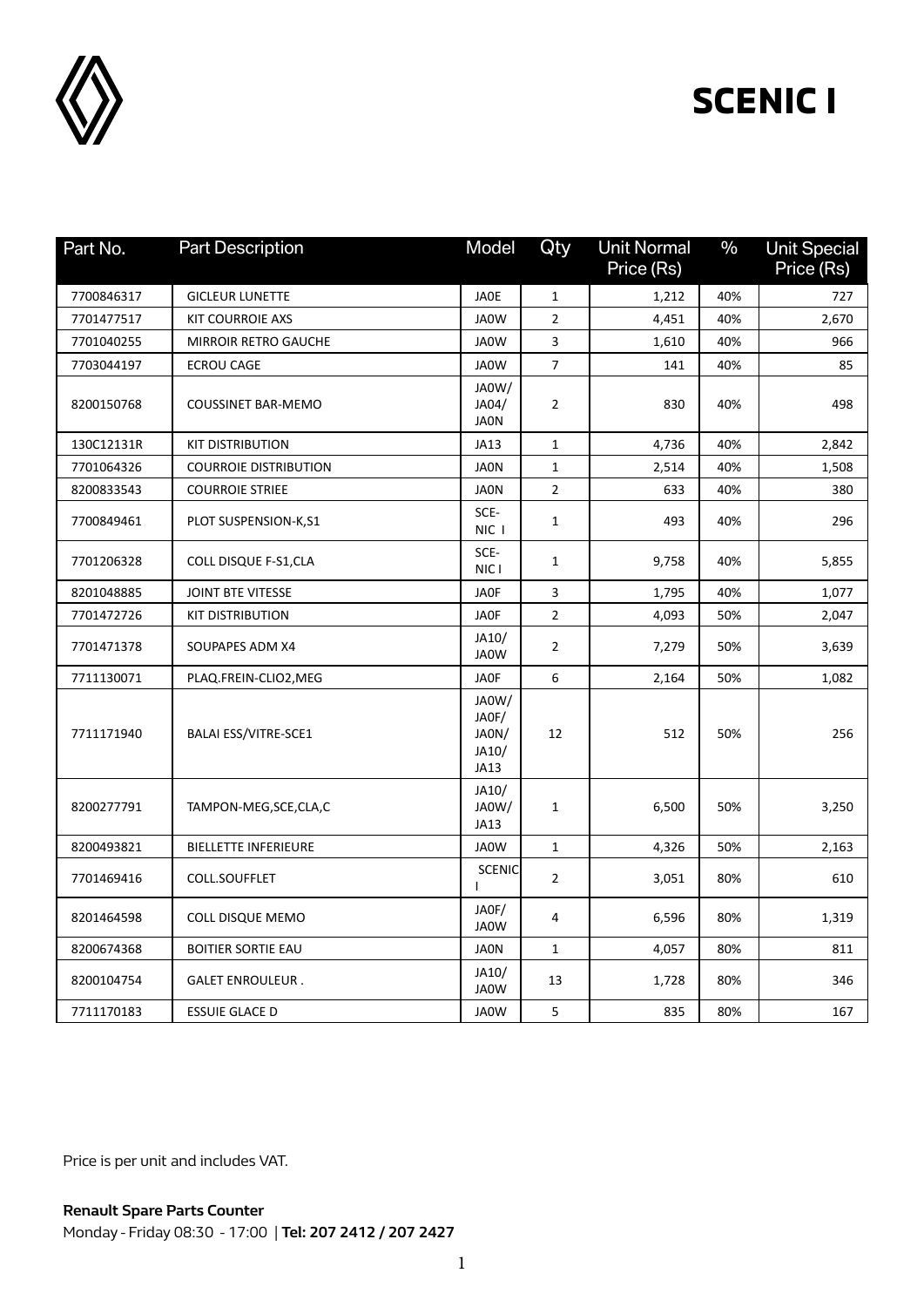# SCENIC I

| Part No. | Part Description | Model | Qty | Unit Normal Price (Rs) | % | Unit Special Price (Rs) |
|---|---|---|---|---|---|---|
| 7700846317 | GICLEUR LUNETTE | JA0E | 1 | 1,212 | 40% | 727 |
| 7701477517 | KIT COURROIE AXS | JA0W | 2 | 4,451 | 40% | 2,670 |
| 7701040255 | MIRROIR RETRO GAUCHE | JA0W | 3 | 1,610 | 40% | 966 |
| 7703044197 | ECROU CAGE | JA0W | 7 | 141 | 40% | 85 |
| 8200150768 | COUSSINET BAR-MEMO | JA0W/ JA04/ JA0N | 2 | 830 | 40% | 498 |
| 130C12131R | KIT DISTRIBUTION | JA13 | 1 | 4,736 | 40% | 2,842 |
| 7701064326 | COURROIE DISTRIBUTION | JA0N | 1 | 2,514 | 40% | 1,508 |
| 8200833543 | COURROIE STRIEE | JA0N | 2 | 633 | 40% | 380 |
| 7700849461 | PLOT SUSPENSION-K,S1 | SCE- NIC I | 1 | 493 | 40% | 296 |
| 7701206328 | COLL DISQUE F-S1,CLA | SCE- NIC I | 1 | 9,758 | 40% | 5,855 |
| 8201048885 | JOINT BTE VITESSE | JA0F | 3 | 1,795 | 40% | 1,077 |
| 7701472726 | KIT DISTRIBUTION | JA0F | 2 | 4,093 | 50% | 2,047 |
| 7701471378 | SOUPAPES ADM X4 | JA10/ JA0W | 2 | 7,279 | 50% | 3,639 |
| 7711130071 | PLAQ.FREIN-CLIO2,MEG | JA0F | 6 | 2,164 | 50% | 1,082 |
| 7711171940 | BALAI ESS/VITRE-SCE1 | JA0W/ JA0F/ JA0N/ JA10/ JA13 | 12 | 512 | 50% | 256 |
| 8200277791 | TAMPON-MEG,SCE,CLA,C | JA10/ JA0W/ JA13 | 1 | 6,500 | 50% | 3,250 |
| 8200493821 | BIELLETTE INFERIEURE | JA0W | 1 | 4,326 | 50% | 2,163 |
| 7701469416 | COLL.SOUFFLET | SCENIC I | 2 | 3,051 | 80% | 610 |
| 8201464598 | COLL DISQUE MEMO | JA0F/ JA0W | 4 | 6,596 | 80% | 1,319 |
| 8200674368 | BOITIER SORTIE EAU | JA0N | 1 | 4,057 | 80% | 811 |
| 8200104754 | GALET ENROULEUR . | JA10/ JA0W | 13 | 1,728 | 80% | 346 |
| 7711170183 | ESSUIE GLACE D | JA0W | 5 | 835 | 80% | 167 |

Price is per unit and includes VAT.

**Renault Spare Parts Counter**
Monday - Friday 08:30 - 17:00 | **Tel: 207 2412 / 207 2427**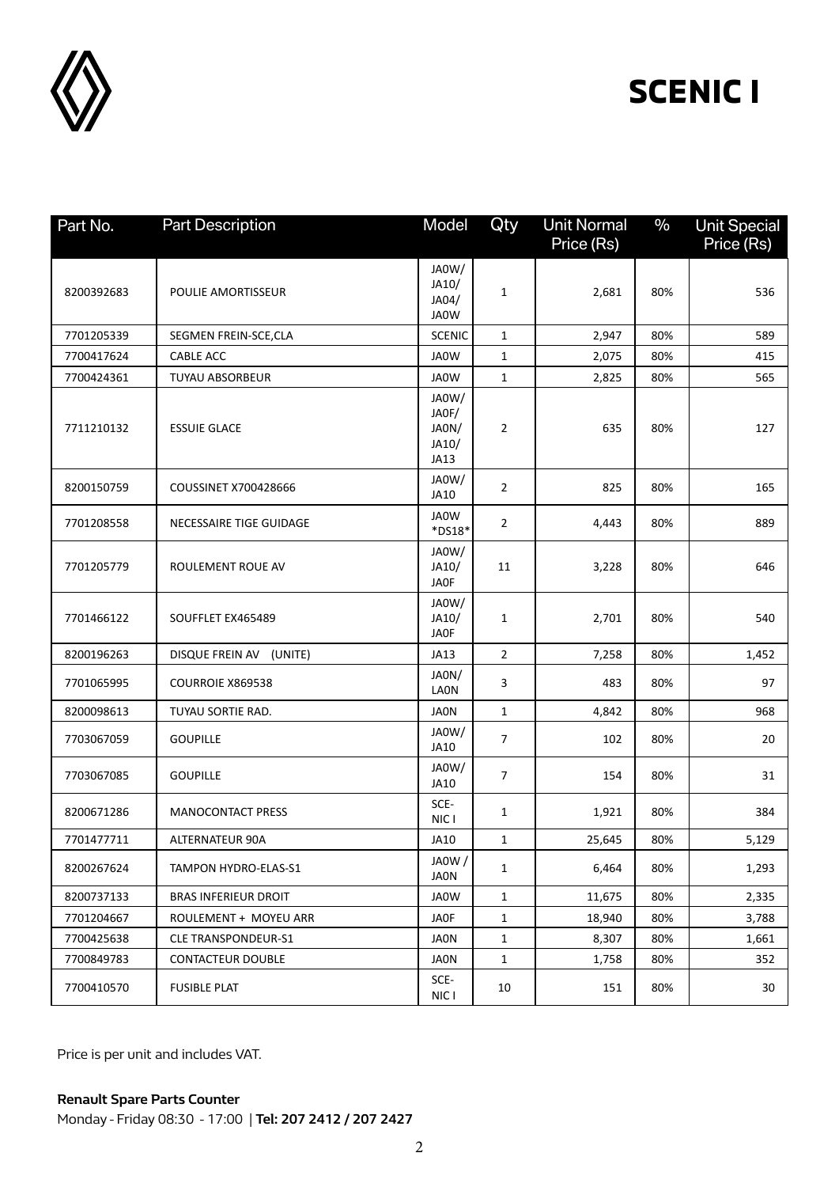# SCENIC I

| Part No. | Part Description | Model | Qty | Unit Normal Price (Rs) | % | Unit Special Price (Rs) |
|---|---|---|---|---|---|---|
| 8200392683 | POULIE AMORTISSEUR | JA0W/ JA10/ JA04/ JA0W | 1 | 2,681 | 80% | 536 |
| 7701205339 | SEGMEN FREIN-SCE,CLA | SCENIC | 1 | 2,947 | 80% | 589 |
| 7700417624 | CABLE ACC | JA0W | 1 | 2,075 | 80% | 415 |
| 7700424361 | TUYAU ABSORBEUR | JA0W | 1 | 2,825 | 80% | 565 |
| 7711210132 | ESSUIE GLACE | JA0W/ JA0F/ JA0N/ JA10/ JA13 | 2 | 635 | 80% | 127 |
| 8200150759 | COUSSINET X700428666 | JA0W/ JA10 | 2 | 825 | 80% | 165 |
| 7701208558 | NECESSAIRE TIGE GUIDAGE | JA0W *DS18* | 2 | 4,443 | 80% | 889 |
| 7701205779 | ROULEMENT ROUE AV | JA0W/ JA10/ JA0F | 11 | 3,228 | 80% | 646 |
| 7701466122 | SOUFFLET EX465489 | JA0W/ JA10/ JA0F | 1 | 2,701 | 80% | 540 |
| 8200196263 | DISQUE FREIN AV (UNITE) | JA13 | 2 | 7,258 | 80% | 1,452 |
| 7701065995 | COURROIE X869538 | JA0N/ LA0N | 3 | 483 | 80% | 97 |
| 8200098613 | TUYAU SORTIE RAD. | JA0N | 1 | 4,842 | 80% | 968 |
| 7703067059 | GOUPILLE | JA0W/ JA10 | 7 | 102 | 80% | 20 |
| 7703067085 | GOUPILLE | JA0W/ JA10 | 7 | 154 | 80% | 31 |
| 8200671286 | MANOCONTACT PRESS | SCE- NIC I | 1 | 1,921 | 80% | 384 |
| 7701477711 | ALTERNATEUR 90A | JA10 | 1 | 25,645 | 80% | 5,129 |
| 8200267624 | TAMPON HYDRO-ELAS-S1 | JA0W / JA0N | 1 | 6,464 | 80% | 1,293 |
| 8200737133 | BRAS INFERIEUR DROIT | JA0W | 1 | 11,675 | 80% | 2,335 |
| 7701204667 | ROULEMENT + MOYEU ARR | JA0F | 1 | 18,940 | 80% | 3,788 |
| 7700425638 | CLE TRANSPONDEUR-S1 | JA0N | 1 | 8,307 | 80% | 1,661 |
| 7700849783 | CONTACTEUR DOUBLE | JA0N | 1 | 1,758 | 80% | 352 |
| 7700410570 | FUSIBLE PLAT | SCE- NIC I | 10 | 151 | 80% | 30 |

Price is per unit and includes VAT.

**Renault Spare Parts Counter**
Monday - Friday 08:30 - 17:00 | **Tel: 207 2412 / 207 2427**